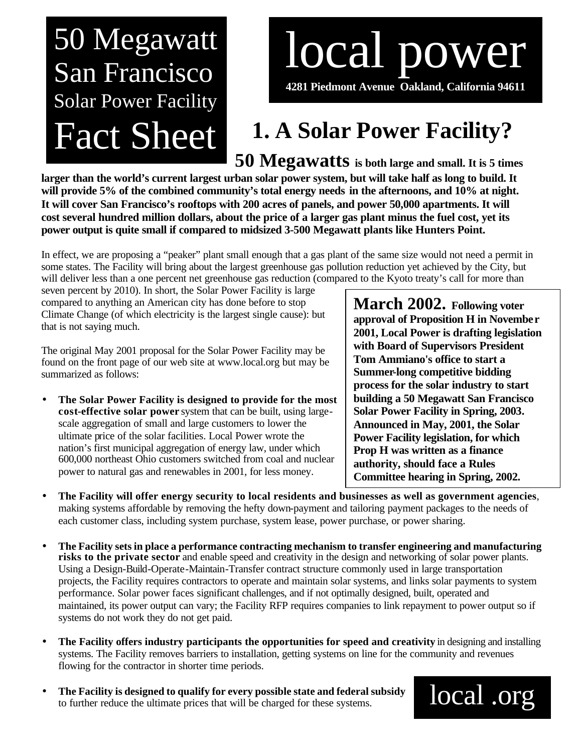# 50 Megawatt San Francisco Solar Power Facility Fact Sheet

**local power**

**4281 Piedmont Avenue Oakland, California 94611**

## 1. A Solar Power Facility?

**50 Megawatts is both large and small. It is 5 times larger than the world's current largest urban solar power system, but will take half as long to build. It will provide 5% of the combined community's total energy needs in the afternoons, and 10% at night. It will cover San Francisco's rooftops with 200 acres of panels, and power 50,000 apartments. It will cost several hundred million dollars, about the price of a larger gas plant minus the fuel cost, yet its power output is quite small if compared to midsized 3-500 Megawatt plants like Hunters Point.**

In effect, we are proposing a "peaker" plant small enough that a gas plant of the same size would not need a permit in some states. The Facility will bring about the largest greenhouse gas pollution reduction yet achieved by the City, but will deliver less than a one percent net greenhouse gas reduction (compared to the Kyoto treaty's call for more than seven percent by 2010). In short, the Solar Power Facility is large compared to anything an American city has done before to stop Climate Change (of which electricity is the largest single cause): but that is not saying much.

The original May 2001 proposal for the Solar Power Facility may be found on the front page of our web site at www.local.org but may be summarized as follows:

- **The Solar Power Facility is designed to provide for the most cost-effective solar power** system that can be built, using large-scale aggregation of small and large customers to lower the ultimate price of the solar facilities. Local Power wrote the nation's first municipal aggregation of energy law, under which 600,000 northeast Ohio customers switched from coal and nuclear power to natural gas and renewables in 2001, for less money.

> **March 2002. Following voter approval of Proposition H in November 2001, Local Power is drafting legislation with Board of Supervisors President Tom Ammiano's office to start a Summer-long competitive bidding process for the solar industry to start building a 50 Megawatt San Francisco Solar Power Facility in Spring, 2003. Announced in May, 2001, the Solar Power Facility legislation, for which Prop H was written as a finance authority, should face a Rules Committee hearing in Spring, 2002.**

- **The Facility will offer energy security to local residents and businesses as well as government agencies**, making systems affordable by removing the hefty down-payment and tailoring payment packages to the needs of each customer class, including system purchase, system lease, power purchase, or power sharing.

- **The Facility sets in place a performance contracting mechanism to transfer engineering and manufacturing risks to the private sector** and enable speed and creativity in the design and networking of solar power plants. Using a Design-Build-Operate-Maintain-Transfer contract structure commonly used in large transportation projects, the Facility requires contractors to operate and maintain solar systems, and links solar payments to system performance. Solar power faces significant challenges, and if not optimally designed, built, operated and maintained, its power output can vary; the Facility RFP requires companies to link repayment to power output so if systems do not work they do not get paid.

- **The Facility offers industry participants the opportunities for speed and creativity** in designing and installing systems. The Facility removes barriers to installation, getting systems on line for the community and revenues flowing for the contractor in shorter time periods.

- **The Facility is designed to qualify for every possible state and federal subsidy** to further reduce the ultimate prices that will be charged for these systems.

local .org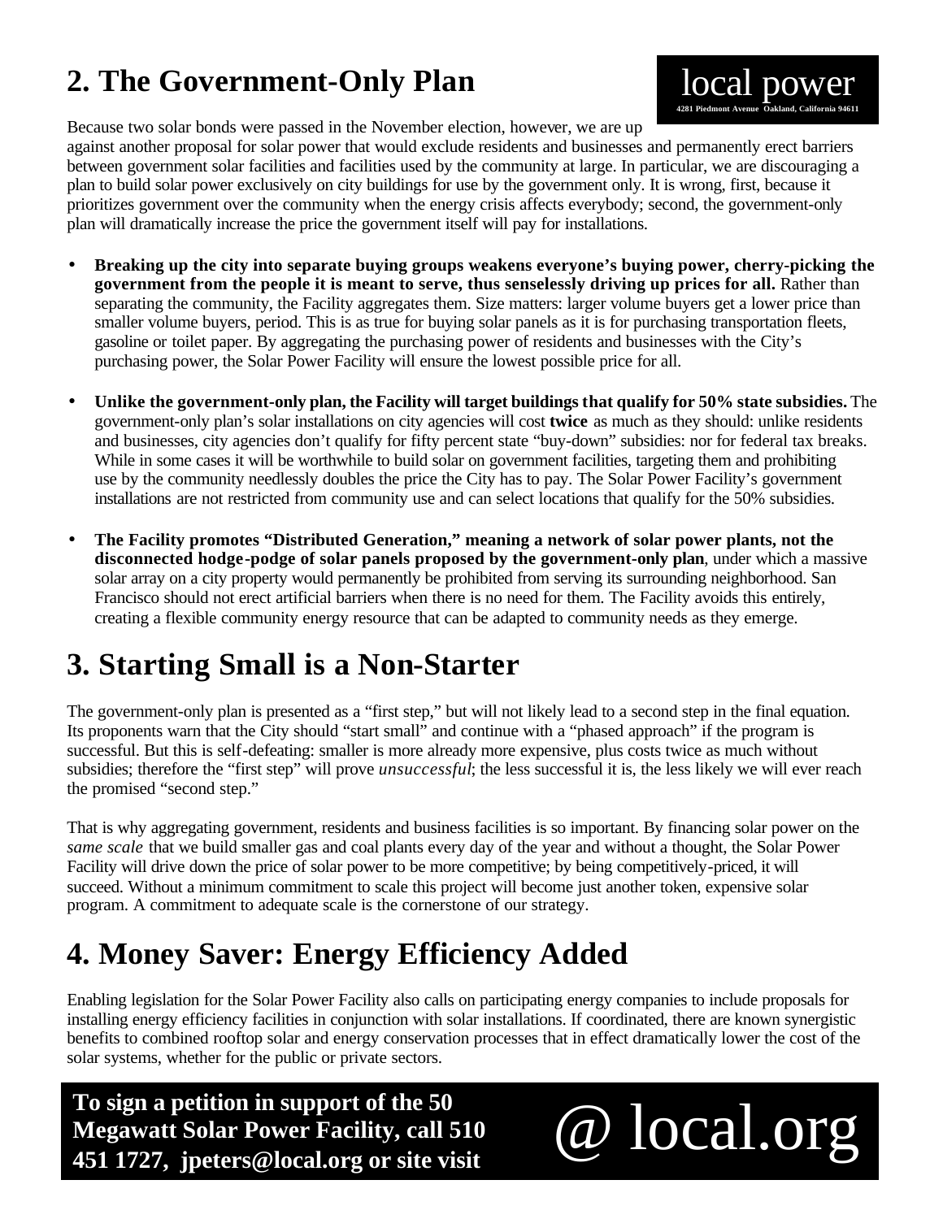## 2. The Government-Only Plan

local power
4281 Piedmont Avenue Oakland, California 94611

Because two solar bonds were passed in the November election, however, we are up against another proposal for solar power that would exclude residents and businesses and permanently erect barriers between government solar facilities and facilities used by the community at large. In particular, we are discouraging a plan to build solar power exclusively on city buildings for use by the government only. It is wrong, first, because it prioritizes government over the community when the energy crisis affects everybody; second, the government-only plan will dramatically increase the price the government itself will pay for installations.

- **Breaking up the city into separate buying groups weakens everyone's buying power, cherry-picking the government from the people it is meant to serve, thus senselessly driving up prices for all.** Rather than separating the community, the Facility aggregates them. Size matters: larger volume buyers get a lower price than smaller volume buyers, period. This is as true for buying solar panels as it is for purchasing transportation fleets, gasoline or toilet paper. By aggregating the purchasing power of residents and businesses with the City's purchasing power, the Solar Power Facility will ensure the lowest possible price for all.

- **Unlike the government-only plan, the Facility will target buildings that qualify for 50% state subsidies.** The government-only plan's solar installations on city agencies will cost **twice** as much as they should: unlike residents and businesses, city agencies don't qualify for fifty percent state "buy-down" subsidies: nor for federal tax breaks. While in some cases it will be worthwhile to build solar on government facilities, targeting them and prohibiting use by the community needlessly doubles the price the City has to pay. The Solar Power Facility's government installations are not restricted from community use and can select locations that qualify for the 50% subsidies.

- **The Facility promotes "Distributed Generation," meaning a network of solar power plants, not the disconnected hodge-podge of solar panels proposed by the government-only plan**, under which a massive solar array on a city property would permanently be prohibited from serving its surrounding neighborhood. San Francisco should not erect artificial barriers when there is no need for them. The Facility avoids this entirely, creating a flexible community energy resource that can be adapted to community needs as they emerge.

## 3. Starting Small is a Non-Starter

The government-only plan is presented as a "first step," but will not likely lead to a second step in the final equation. Its proponents warn that the City should "start small" and continue with a "phased approach" if the program is successful. But this is self-defeating: smaller is more already more expensive, plus costs twice as much without subsidies; therefore the "first step" will prove *unsuccessful*; the less successful it is, the less likely we will ever reach the promised "second step."

That is why aggregating government, residents and business facilities is so important. By financing solar power on the *same scale* that we build smaller gas and coal plants every day of the year and without a thought, the Solar Power Facility will drive down the price of solar power to be more competitive; by being competitively-priced, it will succeed. Without a minimum commitment to scale this project will become just another token, expensive solar program. A commitment to adequate scale is the cornerstone of our strategy.

## 4. Money Saver: Energy Efficiency Added

Enabling legislation for the Solar Power Facility also calls on participating energy companies to include proposals for installing energy efficiency facilities in conjunction with solar installations. If coordinated, there are known synergistic benefits to combined rooftop solar and energy conservation processes that in effect dramatically lower the cost of the solar systems, whether for the public or private sectors.

**To sign a petition in support of the 50 Megawatt Solar Power Facility, call 510 451 1727, jpeters@local.org or site visit** @ local.org